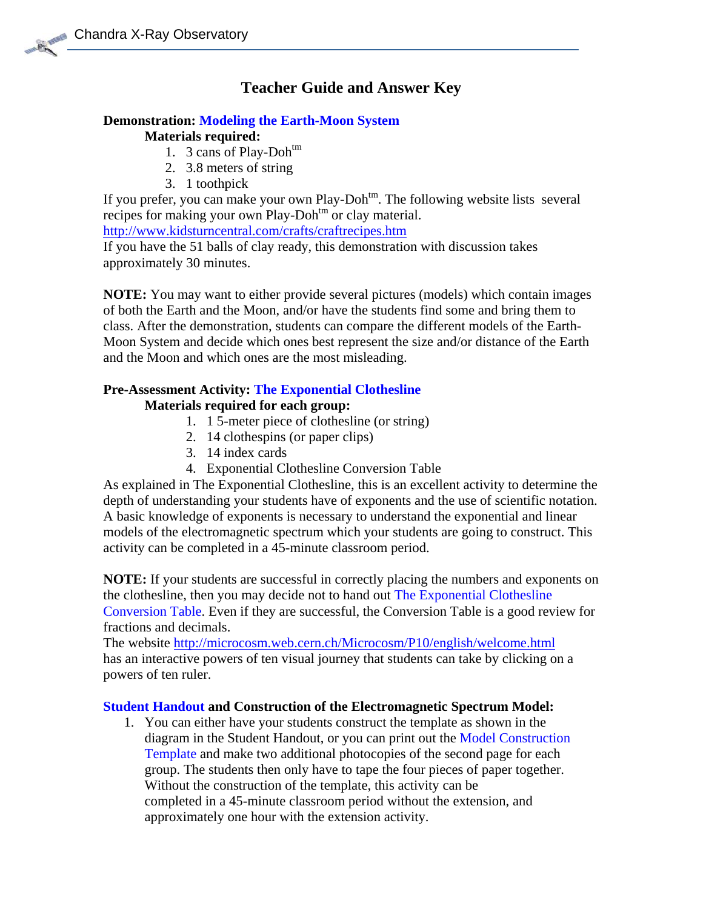# Teacher Guide and Answer Key

**Demonstration: Modeling the Earth-Moon System**

**Materials required:**

1. 3 cans of Play-Doh[tm]
2. 3.8 meters of string
3. 1 toothpick

If you prefer, you can make your own Play-Doh[tm]. The following website lists several recipes for making your own Play-Doh[tm] or clay material.
http://www.kidsturncentral.com/crafts/craftrecipes.htm
If you have the 51 balls of clay ready, this demonstration with discussion takes approximately 30 minutes.

**NOTE:** You may want to either provide several pictures (models) which contain images of both the Earth and the Moon, and/or have the students find some and bring them to class. After the demonstration, students can compare the different models of the Earth-Moon System and decide which ones best represent the size and/or distance of the Earth and the Moon and which ones are the most misleading.

**Pre-Assessment Activity: The Exponential Clothesline**

**Materials required for each group:**

1. 1 5-meter piece of clothesline (or string)
2. 14 clothespins (or paper clips)
3. 14 index cards
4. Exponential Clothesline Conversion Table

As explained in The Exponential Clothesline, this is an excellent activity to determine the depth of understanding your students have of exponents and the use of scientific notation. A basic knowledge of exponents is necessary to understand the exponential and linear models of the electromagnetic spectrum which your students are going to construct. This activity can be completed in a 45-minute classroom period.

**NOTE:** If your students are successful in correctly placing the numbers and exponents on the clothesline, then you may decide not to hand out The Exponential Clothesline Conversion Table. Even if they are successful, the Conversion Table is a good review for fractions and decimals.
The website http://microcosm.web.cern.ch/Microcosm/P10/english/welcome.html has an interactive powers of ten visual journey that students can take by clicking on a powers of ten ruler.

**Student Handout and Construction of the Electromagnetic Spectrum Model:**

1. You can either have your students construct the template as shown in the diagram in the Student Handout, or you can print out the Model Construction Template and make two additional photocopies of the second page for each group. The students then only have to tape the four pieces of paper together. Without the construction of the template, this activity can be completed in a 45-minute classroom period without the extension, and approximately one hour with the extension activity.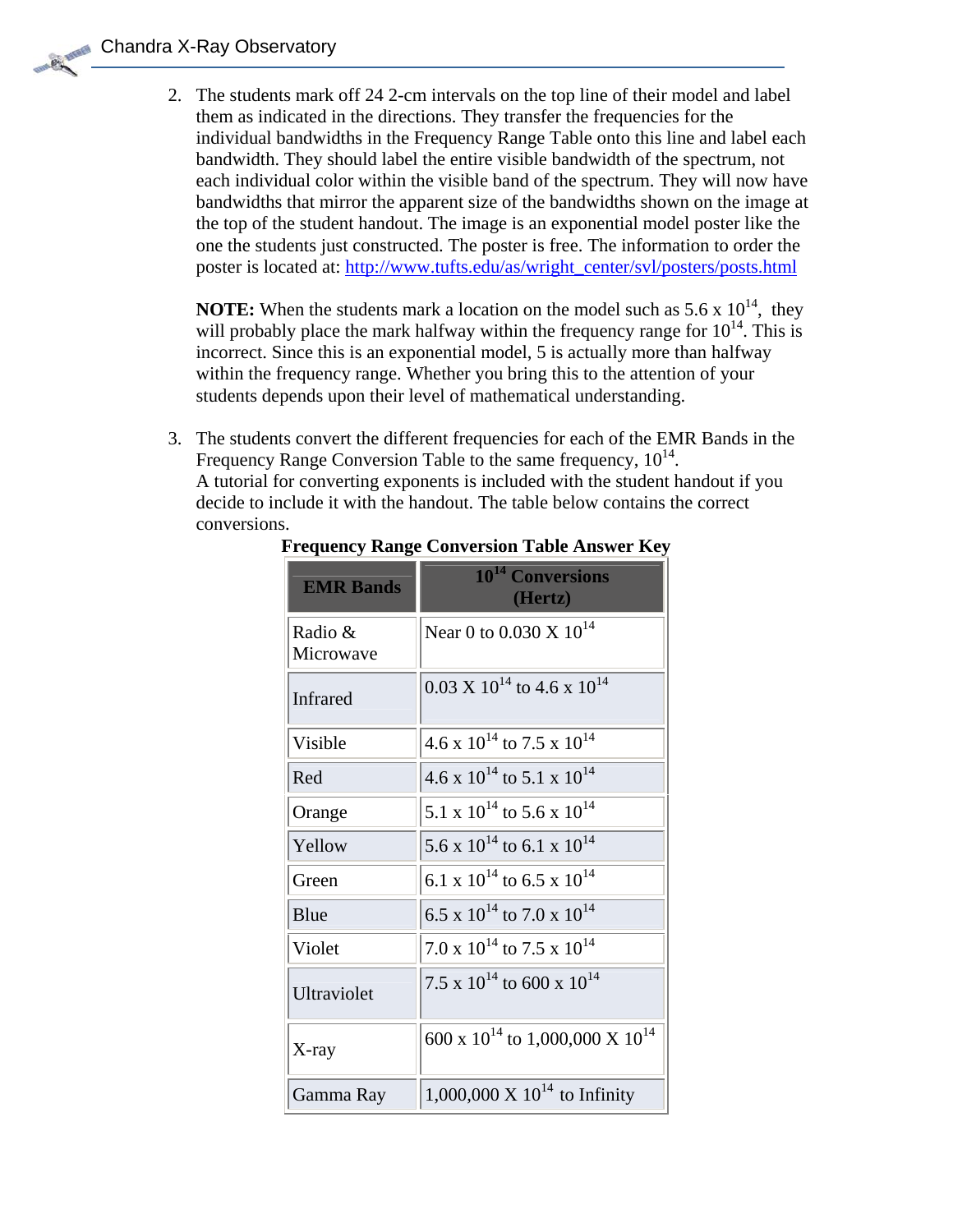2. The students mark off 24 2-cm intervals on the top line of their model and label them as indicated in the directions. They transfer the frequencies for the individual bandwidths in the Frequency Range Table onto this line and label each bandwidth. They should label the entire visible bandwidth of the spectrum, not each individual color within the visible band of the spectrum. They will now have bandwidths that mirror the apparent size of the bandwidths shown on the image at the top of the student handout. The image is an exponential model poster like the one the students just constructed. The poster is free. The information to order the poster is located at: [http://www.tufts.edu/as/wright_center/svl/posters/posts.html](http://www.tufts.edu/as/wright_center/svl/posters/posts.html)

   **NOTE:** When the students mark a location on the model such as $5.6 \times 10^{14}$, they will probably place the mark halfway within the frequency range for $10^{14}$. This is incorrect. Since this is an exponential model, 5 is actually more than halfway within the frequency range. Whether you bring this to the attention of your students depends upon their level of mathematical understanding.

3. The students convert the different frequencies for each of the EMR Bands in the Frequency Range Conversion Table to the same frequency, $10^{14}$.
   A tutorial for converting exponents is included with the student handout if you decide to include it with the handout. The table below contains the correct conversions.

**Frequency Range Conversion Table Answer Key**

| EMR Bands | $10^{14}$ Conversions (Hertz) |
|---|---|
| Radio & Microwave | Near 0 to $0.030 \times 10^{14}$ |
| Infrared | $0.03 \times 10^{14}$ to $4.6 \times 10^{14}$ |
| Visible | $4.6 \times 10^{14}$ to $7.5 \times 10^{14}$ |
| Red | $4.6 \times 10^{14}$ to $5.1 \times 10^{14}$ |
| Orange | $5.1 \times 10^{14}$ to $5.6 \times 10^{14}$ |
| Yellow | $5.6 \times 10^{14}$ to $6.1 \times 10^{14}$ |
| Green | $6.1 \times 10^{14}$ to $6.5 \times 10^{14}$ |
| Blue | $6.5 \times 10^{14}$ to $7.0 \times 10^{14}$ |
| Violet | $7.0 \times 10^{14}$ to $7.5 \times 10^{14}$ |
| Ultraviolet | $7.5 \times 10^{14}$ to $600 \times 10^{14}$ |
| X-ray | $600 \times 10^{14}$ to $1{,}000{,}000 \times 10^{14}$ |
| Gamma Ray | $1{,}000{,}000 \times 10^{14}$ to Infinity |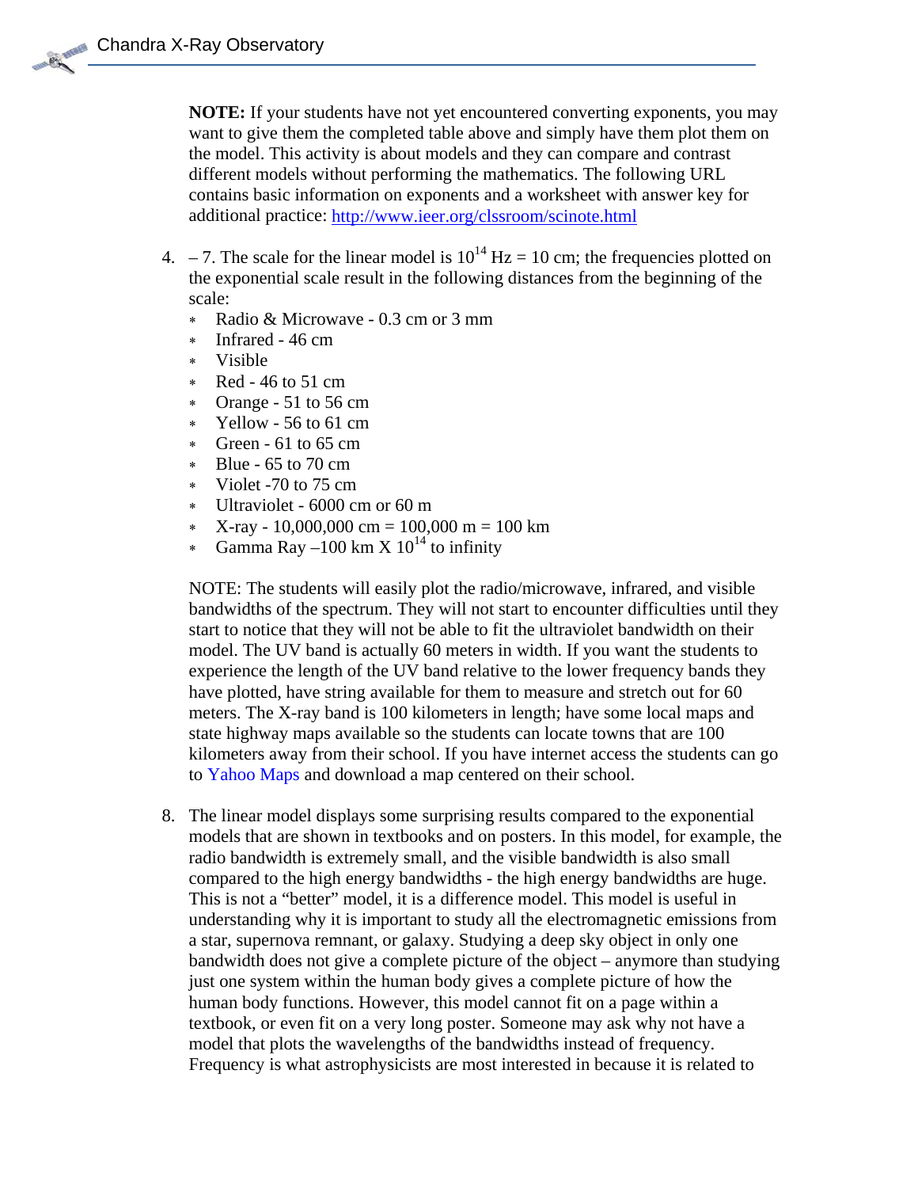**NOTE:** If your students have not yet encountered converting exponents, you may want to give them the completed table above and simply have them plot them on the model. This activity is about models and they can compare and contrast different models without performing the mathematics. The following URL contains basic information on exponents and a worksheet with answer key for additional practice: http://www.ieer.org/clssroom/scinote.html

4. – 7. The scale for the linear model is $10^{14}$ Hz = 10 cm; the frequencies plotted on the exponential scale result in the following distances from the beginning of the scale:
   * Radio & Microwave - 0.3 cm or 3 mm
   * Infrared - 46 cm
   * Visible
   * Red - 46 to 51 cm
   * Orange - 51 to 56 cm
   * Yellow - 56 to 61 cm
   * Green - 61 to 65 cm
   * Blue - 65 to 70 cm
   * Violet -70 to 75 cm
   * Ultraviolet - 6000 cm or 60 m
   * X-ray - 10,000,000 cm = 100,000 m = 100 km
   * Gamma Ray –100 km X $10^{14}$ to infinity

   NOTE: The students will easily plot the radio/microwave, infrared, and visible bandwidths of the spectrum. They will not start to encounter difficulties until they start to notice that they will not be able to fit the ultraviolet bandwidth on their model. The UV band is actually 60 meters in width. If you want the students to experience the length of the UV band relative to the lower frequency bands they have plotted, have string available for them to measure and stretch out for 60 meters. The X-ray band is 100 kilometers in length; have some local maps and state highway maps available so the students can locate towns that are 100 kilometers away from their school. If you have internet access the students can go to Yahoo Maps and download a map centered on their school.

8. The linear model displays some surprising results compared to the exponential models that are shown in textbooks and on posters. In this model, for example, the radio bandwidth is extremely small, and the visible bandwidth is also small compared to the high energy bandwidths - the high energy bandwidths are huge. This is not a "better" model, it is a difference model. This model is useful in understanding why it is important to study all the electromagnetic emissions from a star, supernova remnant, or galaxy. Studying a deep sky object in only one bandwidth does not give a complete picture of the object – anymore than studying just one system within the human body gives a complete picture of how the human body functions. However, this model cannot fit on a page within a textbook, or even fit on a very long poster. Someone may ask why not have a model that plots the wavelengths of the bandwidths instead of frequency. Frequency is what astrophysicists are most interested in because it is related to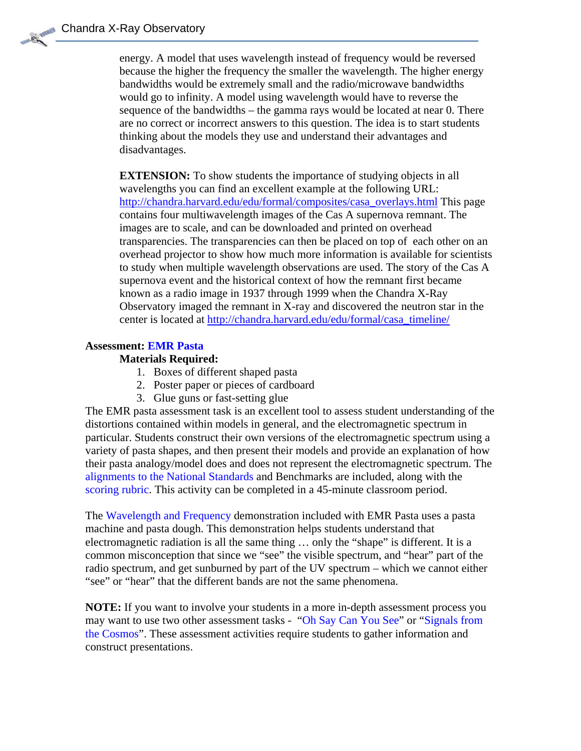energy. A model that uses wavelength instead of frequency would be reversed because the higher the frequency the smaller the wavelength. The higher energy bandwidths would be extremely small and the radio/microwave bandwidths would go to infinity. A model using wavelength would have to reverse the sequence of the bandwidths – the gamma rays would be located at near 0. There are no correct or incorrect answers to this question. The idea is to start students thinking about the models they use and understand their advantages and disadvantages.

**EXTENSION:** To show students the importance of studying objects in all wavelengths you can find an excellent example at the following URL: http://chandra.harvard.edu/edu/formal/composites/casa_overlays.html This page contains four multiwavelength images of the Cas A supernova remnant. The images are to scale, and can be downloaded and printed on overhead transparencies. The transparencies can then be placed on top of each other on an overhead projector to show how much more information is available for scientists to study when multiple wavelength observations are used. The story of the Cas A supernova event and the historical context of how the remnant first became known as a radio image in 1937 through 1999 when the Chandra X-Ray Observatory imaged the remnant in X-ray and discovered the neutron star in the center is located at http://chandra.harvard.edu/edu/formal/casa_timeline/

**Assessment: EMR Pasta**

**Materials Required:**

1. Boxes of different shaped pasta
2. Poster paper or pieces of cardboard
3. Glue guns or fast-setting glue

The EMR pasta assessment task is an excellent tool to assess student understanding of the distortions contained within models in general, and the electromagnetic spectrum in particular. Students construct their own versions of the electromagnetic spectrum using a variety of pasta shapes, and then present their models and provide an explanation of how their pasta analogy/model does and does not represent the electromagnetic spectrum. The alignments to the National Standards and Benchmarks are included, along with the scoring rubric. This activity can be completed in a 45-minute classroom period.

The Wavelength and Frequency demonstration included with EMR Pasta uses a pasta machine and pasta dough. This demonstration helps students understand that electromagnetic radiation is all the same thing … only the "shape" is different. It is a common misconception that since we "see" the visible spectrum, and "hear" part of the radio spectrum, and get sunburned by part of the UV spectrum – which we cannot either "see" or "hear" that the different bands are not the same phenomena.

**NOTE:** If you want to involve your students in a more in-depth assessment process you may want to use two other assessment tasks - "Oh Say Can You See" or "Signals from the Cosmos". These assessment activities require students to gather information and construct presentations.